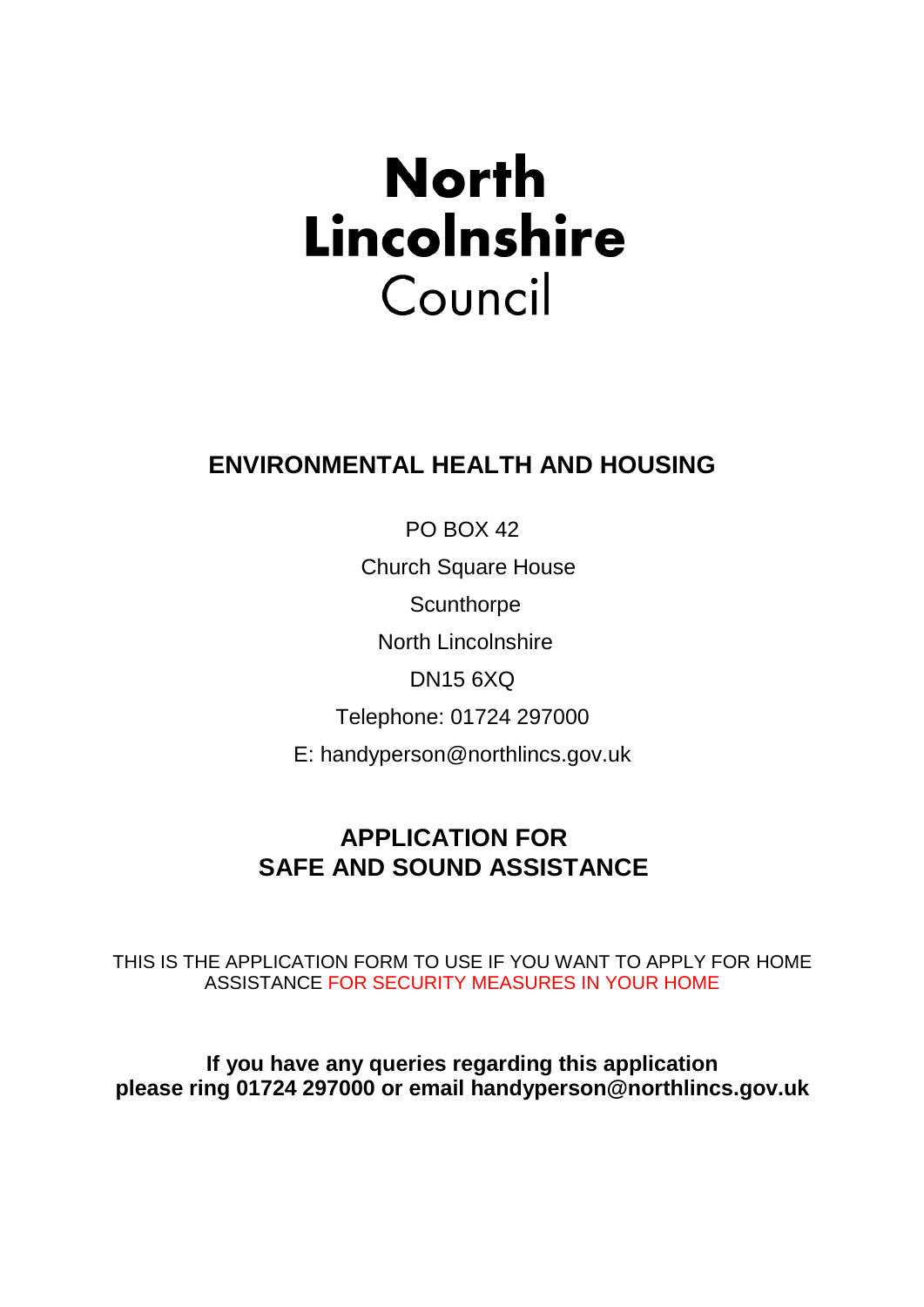# North Lincolnshire Council

## ENVIRONMENTAL HEALTH AND HOUSING

PO BOX 42

Church Square House

Scunthorpe

North Lincolnshire

DN15 6XQ

Telephone: 01724 297000

E: handyperson@northlincs.gov.uk

## APPLICATION FOR SAFE AND SOUND ASSISTANCE

THIS IS THE APPLICATION FORM TO USE IF YOU WANT TO APPLY FOR HOME ASSISTANCE FOR SECURITY MEASURES IN YOUR HOME

**If you have any queries regarding this application please ring 01724 297000 or email handyperson@northlincs.gov.uk**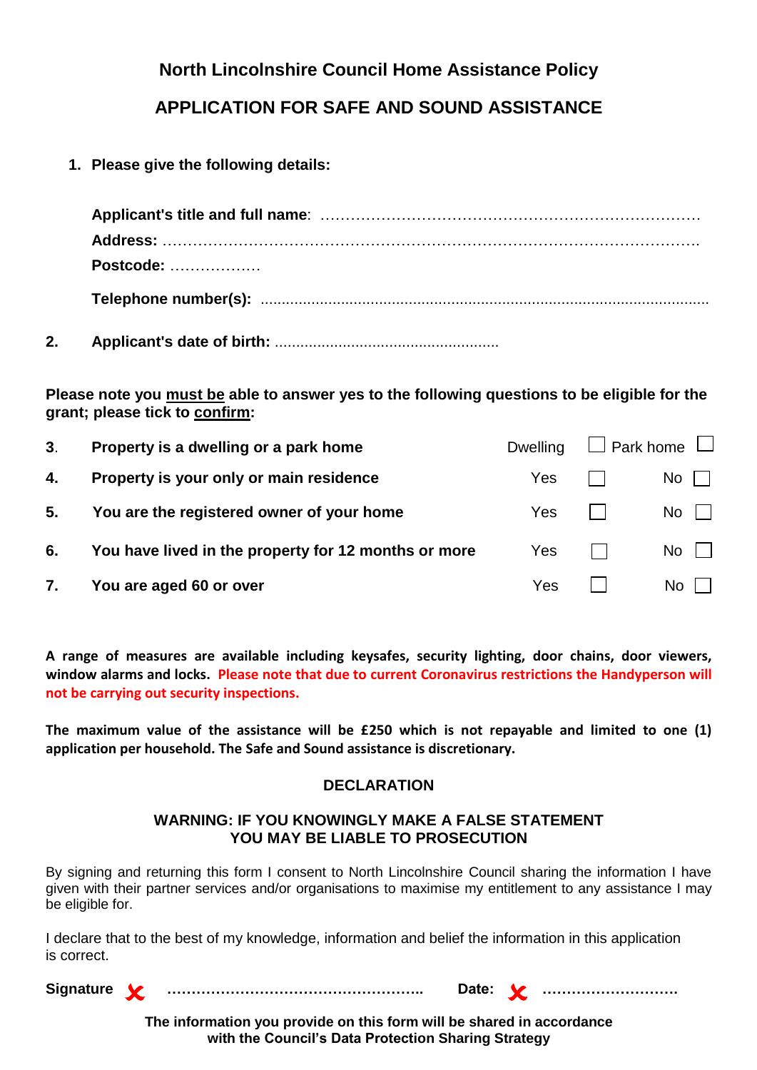## North Lincolnshire Council Home Assistance Policy

## APPLICATION FOR SAFE AND SOUND ASSISTANCE

1. **Please give the following details:**

   **Applicant's title and full name**: …………………………………………………………………

   **Address:** ………………………………………………………………………………………….

   **Postcode:** ………………

   **Telephone number(s):** ........................................................................................................

2. **Applicant's date of birth:** ....................................................

**Please note you <u>must be</u> able to answer yes to the following questions to be eligible for the grant; please tick to <u>confirm</u>:**

| | | | | | |
|---|---|---|---|---|---|
| 3. | **Property is a dwelling or a park home** | Dwelling | ☐ | Park home | ☐ |
| 4. | **Property is your only or main residence** | Yes | ☐ | No | ☐ |
| 5. | **You are the registered owner of your home** | Yes | ☐ | No | ☐ |
| 6. | **You have lived in the property for 12 months or more** | Yes | ☐ | No | ☐ |
| 7. | **You are aged 60 or over** | Yes | ☐ | No | ☐ |

**A range of measures are available including keysafes, security lighting, door chains, door viewers, window alarms and locks. Please note that due to current Coronavirus restrictions the Handyperson will not be carrying out security inspections.**

**The maximum value of the assistance will be £250 which is not repayable and limited to one (1) application per household. The Safe and Sound assistance is discretionary.**

### DECLARATION

**WARNING: IF YOU KNOWINGLY MAKE A FALSE STATEMENT YOU MAY BE LIABLE TO PROSECUTION**

By signing and returning this form I consent to North Lincolnshire Council sharing the information I have given with their partner services and/or organisations to maximise my entitlement to any assistance I may be eligible for.

I declare that to the best of my knowledge, information and belief the information in this application is correct.

**Signature** ✗ ……………………………………………… **Date:** ✗ ………………………

**The information you provide on this form will be shared in accordance with the Council's Data Protection Sharing Strategy**